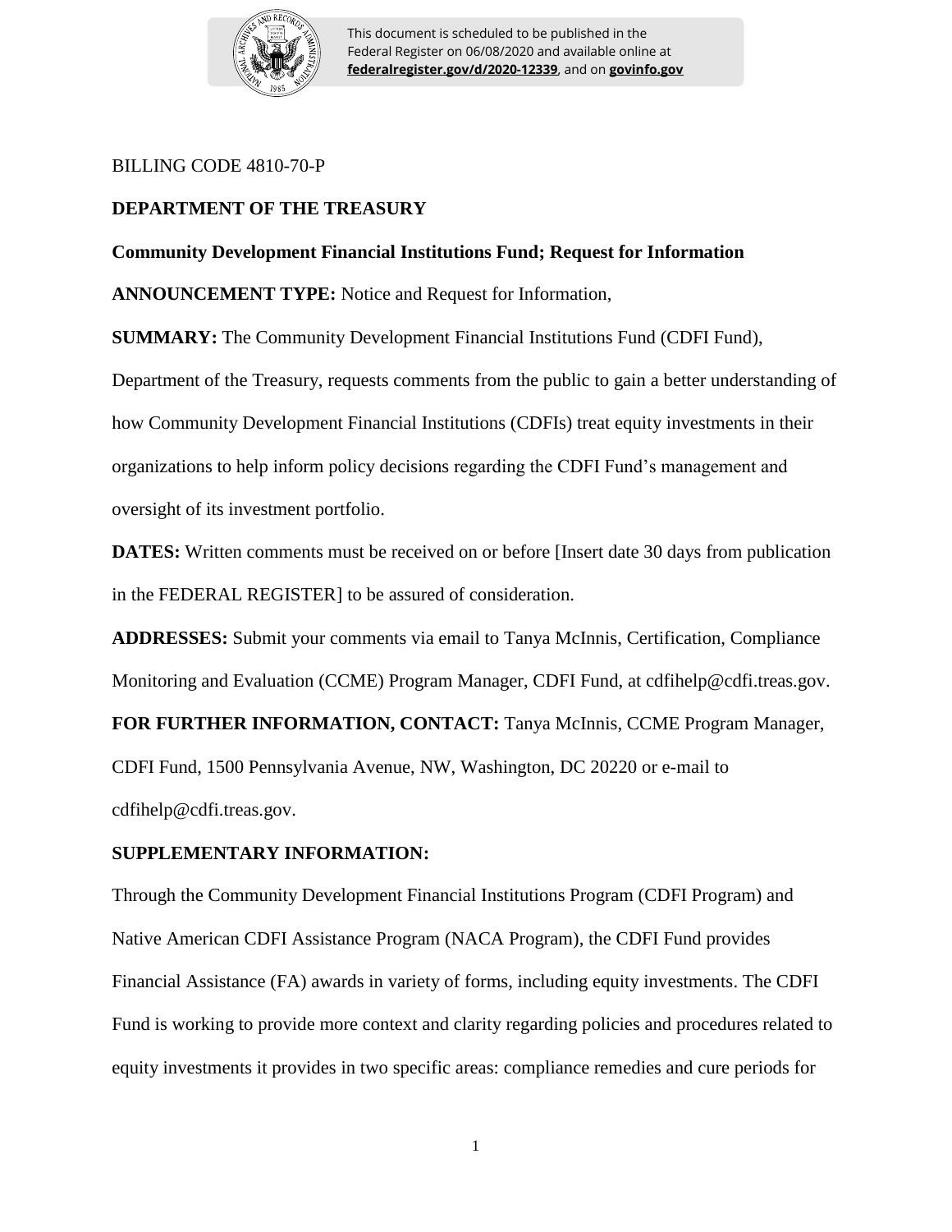BILLING CODE 4810-70-P

**DEPARTMENT OF THE TREASURY**

**Community Development Financial Institutions Fund; Request for Information**

**ANNOUNCEMENT TYPE:** Notice and Request for Information,

**SUMMARY:** The Community Development Financial Institutions Fund (CDFI Fund), Department of the Treasury, requests comments from the public to gain a better understanding of how Community Development Financial Institutions (CDFIs) treat equity investments in their organizations to help inform policy decisions regarding the CDFI Fund's management and oversight of its investment portfolio.

**DATES:** Written comments must be received on or before [Insert date 30 days from publication in the FEDERAL REGISTER] to be assured of consideration.

**ADDRESSES:** Submit your comments via email to Tanya McInnis, Certification, Compliance Monitoring and Evaluation (CCME) Program Manager, CDFI Fund, at cdfihelp@cdfi.treas.gov.

**FOR FURTHER INFORMATION, CONTACT:** Tanya McInnis, CCME Program Manager, CDFI Fund, 1500 Pennsylvania Avenue, NW, Washington, DC 20220 or e-mail to cdfihelp@cdfi.treas.gov.

**SUPPLEMENTARY INFORMATION:**

Through the Community Development Financial Institutions Program (CDFI Program) and Native American CDFI Assistance Program (NACA Program), the CDFI Fund provides Financial Assistance (FA) awards in variety of forms, including equity investments. The CDFI Fund is working to provide more context and clarity regarding policies and procedures related to equity investments it provides in two specific areas: compliance remedies and cure periods for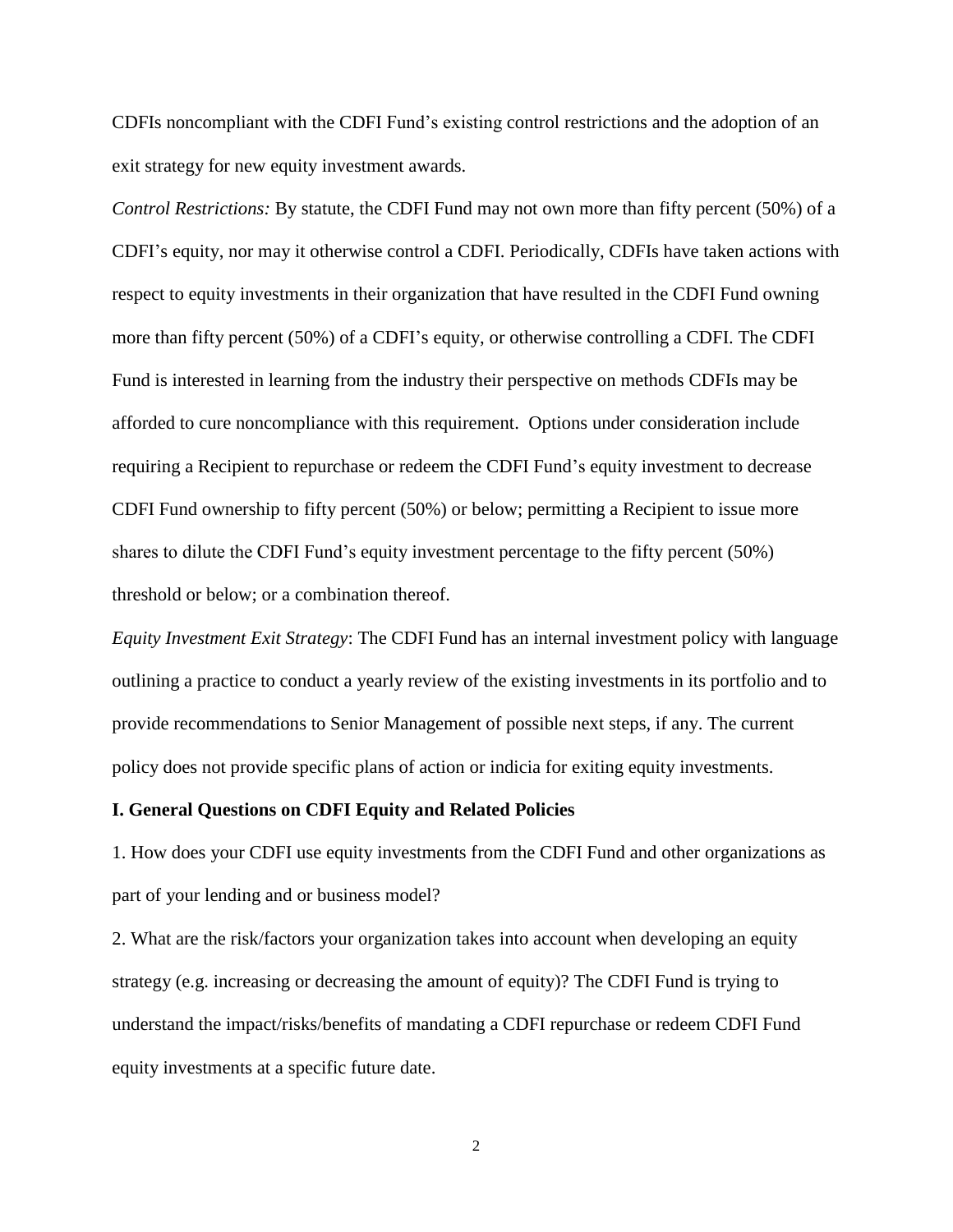CDFIs noncompliant with the CDFI Fund's existing control restrictions and the adoption of an exit strategy for new equity investment awards.

*Control Restrictions:* By statute, the CDFI Fund may not own more than fifty percent (50%) of a CDFI's equity, nor may it otherwise control a CDFI. Periodically, CDFIs have taken actions with respect to equity investments in their organization that have resulted in the CDFI Fund owning more than fifty percent (50%) of a CDFI's equity, or otherwise controlling a CDFI. The CDFI Fund is interested in learning from the industry their perspective on methods CDFIs may be afforded to cure noncompliance with this requirement. Options under consideration include requiring a Recipient to repurchase or redeem the CDFI Fund's equity investment to decrease CDFI Fund ownership to fifty percent (50%) or below; permitting a Recipient to issue more shares to dilute the CDFI Fund's equity investment percentage to the fifty percent (50%) threshold or below; or a combination thereof.

*Equity Investment Exit Strategy*: The CDFI Fund has an internal investment policy with language outlining a practice to conduct a yearly review of the existing investments in its portfolio and to provide recommendations to Senior Management of possible next steps, if any. The current policy does not provide specific plans of action or indicia for exiting equity investments.

**I. General Questions on CDFI Equity and Related Policies**

1. How does your CDFI use equity investments from the CDFI Fund and other organizations as part of your lending and or business model?

2. What are the risk/factors your organization takes into account when developing an equity strategy (e.g. increasing or decreasing the amount of equity)? The CDFI Fund is trying to understand the impact/risks/benefits of mandating a CDFI repurchase or redeem CDFI Fund equity investments at a specific future date.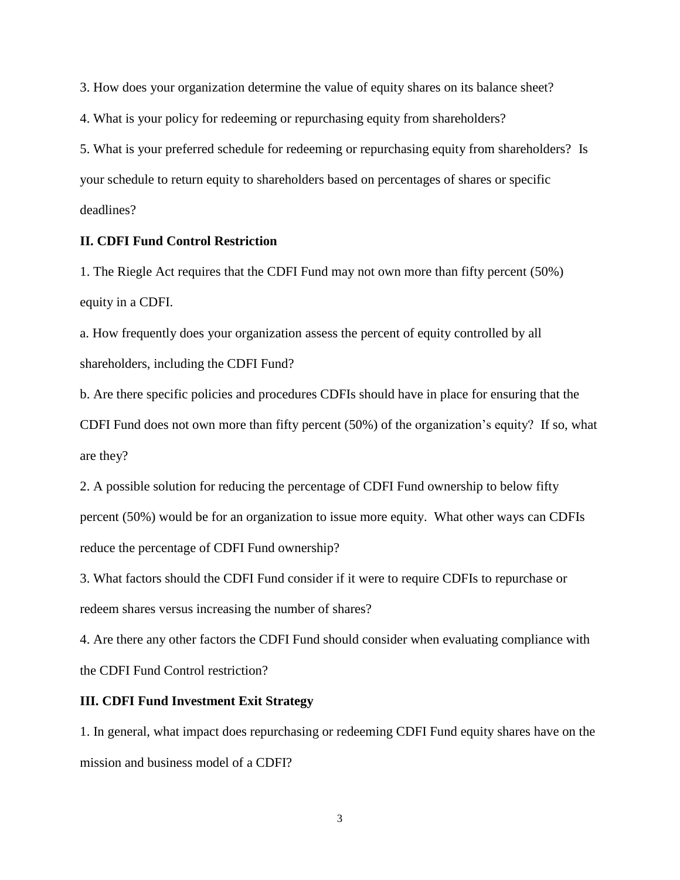3. How does your organization determine the value of equity shares on its balance sheet?

4. What is your policy for redeeming or repurchasing equity from shareholders?

5. What is your preferred schedule for redeeming or repurchasing equity from shareholders? Is your schedule to return equity to shareholders based on percentages of shares or specific deadlines?

## II. CDFI Fund Control Restriction

1. The Riegle Act requires that the CDFI Fund may not own more than fifty percent (50%) equity in a CDFI.

a. How frequently does your organization assess the percent of equity controlled by all shareholders, including the CDFI Fund?

b. Are there specific policies and procedures CDFIs should have in place for ensuring that the CDFI Fund does not own more than fifty percent (50%) of the organization's equity? If so, what are they?

2. A possible solution for reducing the percentage of CDFI Fund ownership to below fifty percent (50%) would be for an organization to issue more equity. What other ways can CDFIs reduce the percentage of CDFI Fund ownership?

3. What factors should the CDFI Fund consider if it were to require CDFIs to repurchase or redeem shares versus increasing the number of shares?

4. Are there any other factors the CDFI Fund should consider when evaluating compliance with the CDFI Fund Control restriction?

## III. CDFI Fund Investment Exit Strategy

1. In general, what impact does repurchasing or redeeming CDFI Fund equity shares have on the mission and business model of a CDFI?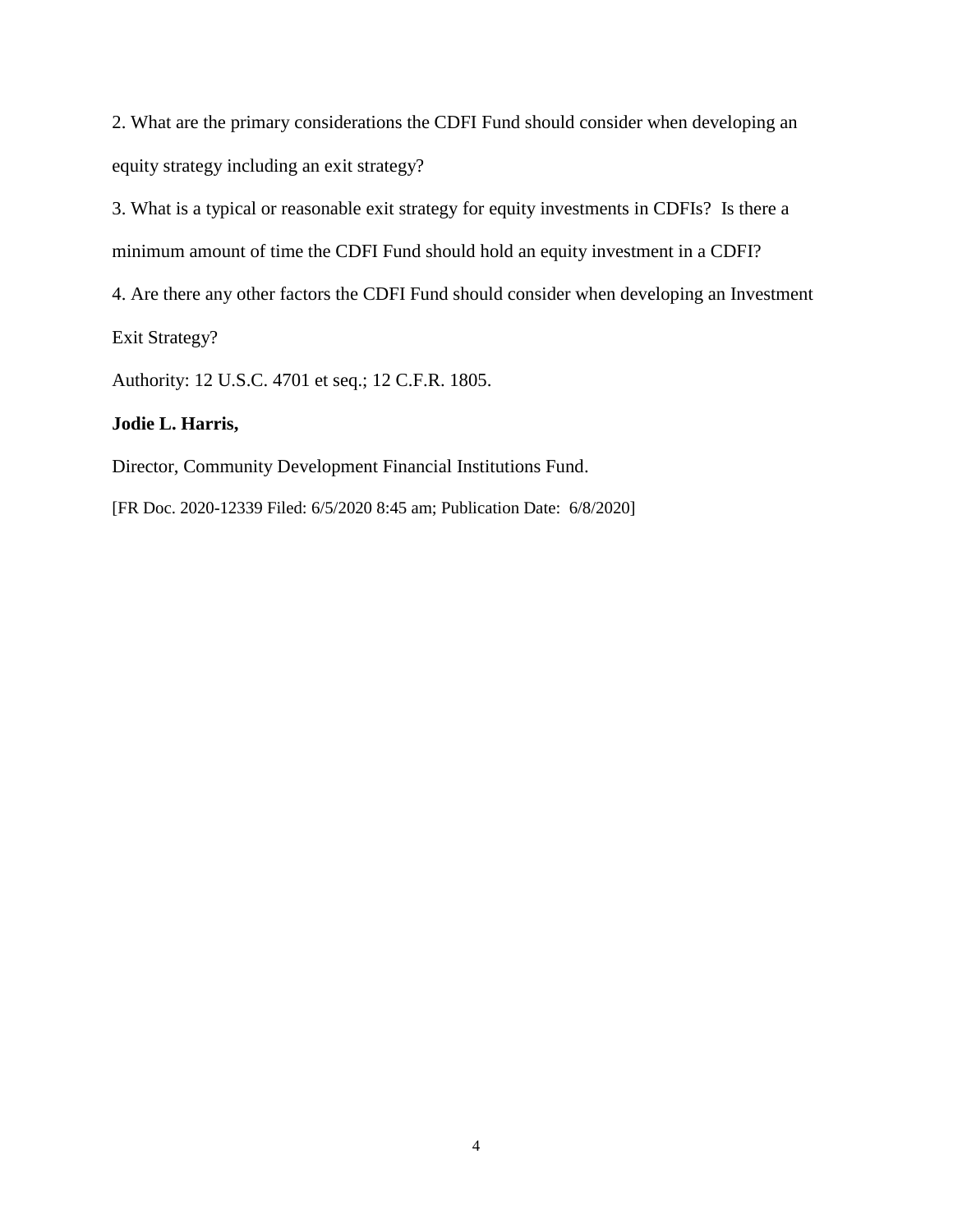2. What are the primary considerations the CDFI Fund should consider when developing an equity strategy including an exit strategy?

3. What is a typical or reasonable exit strategy for equity investments in CDFIs? Is there a minimum amount of time the CDFI Fund should hold an equity investment in a CDFI?

4. Are there any other factors the CDFI Fund should consider when developing an Investment Exit Strategy?

Authority: 12 U.S.C. 4701 et seq.; 12 C.F.R. 1805.

**Jodie L. Harris,**

Director, Community Development Financial Institutions Fund.

[FR Doc. 2020-12339 Filed: 6/5/2020 8:45 am; Publication Date: 6/8/2020]